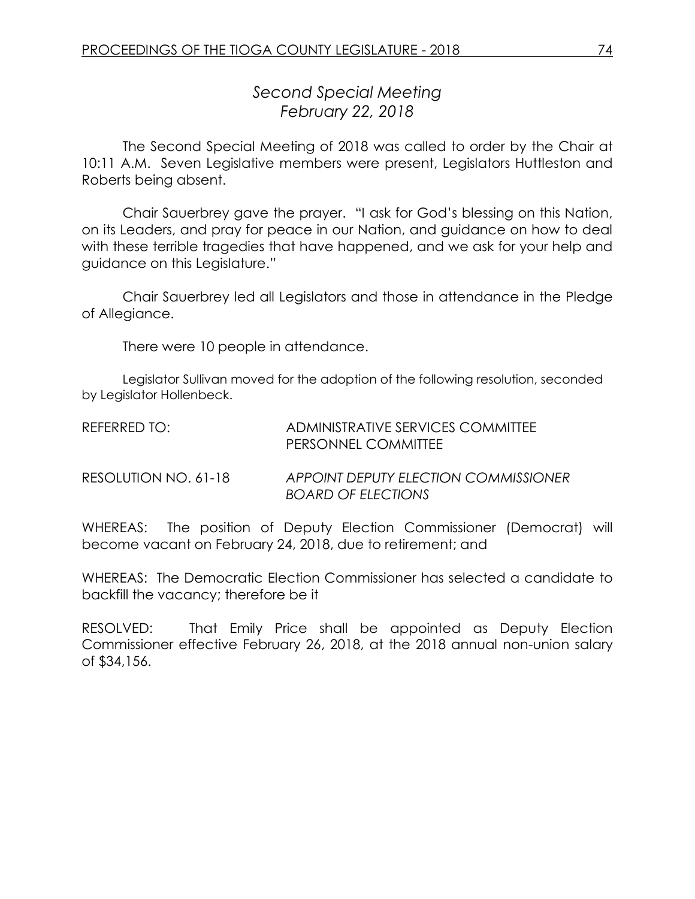*Second Special Meeting*
*February 22, 2018*

The Second Special Meeting of 2018 was called to order by the Chair at 10:11 A.M. Seven Legislative members were present, Legislators Huttleston and Roberts being absent.

Chair Sauerbrey gave the prayer. "I ask for God's blessing on this Nation, on its Leaders, and pray for peace in our Nation, and guidance on how to deal with these terrible tragedies that have happened, and we ask for your help and guidance on this Legislature."

Chair Sauerbrey led all Legislators and those in attendance in the Pledge of Allegiance.

There were 10 people in attendance.

Legislator Sullivan moved for the adoption of the following resolution, seconded by Legislator Hollenbeck.

REFERRED TO: ADMINISTRATIVE SERVICES COMMITTEE
PERSONNEL COMMITTEE

RESOLUTION NO. 61-18 *APPOINT DEPUTY ELECTION COMMISSIONER BOARD OF ELECTIONS*

WHEREAS: The position of Deputy Election Commissioner (Democrat) will become vacant on February 24, 2018, due to retirement; and

WHEREAS: The Democratic Election Commissioner has selected a candidate to backfill the vacancy; therefore be it

RESOLVED: That Emily Price shall be appointed as Deputy Election Commissioner effective February 26, 2018, at the 2018 annual non-union salary of $34,156.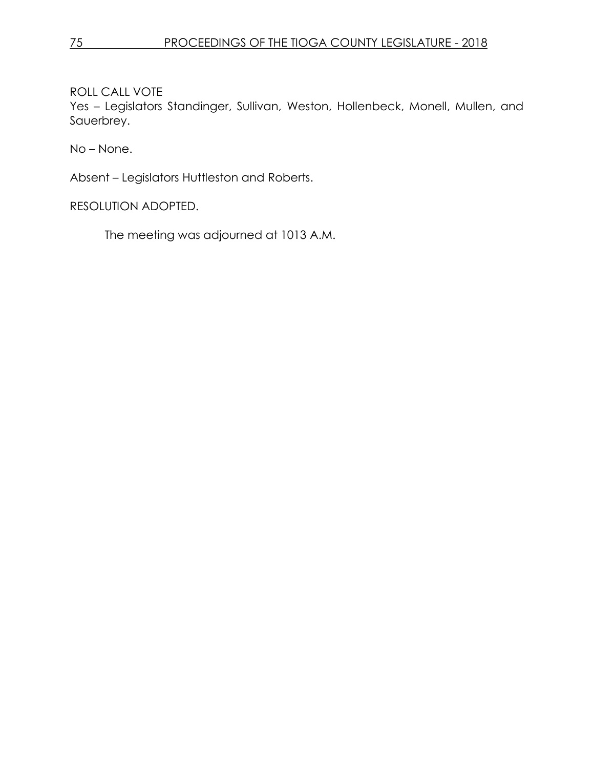ROLL CALL VOTE
Yes – Legislators Standinger, Sullivan, Weston, Hollenbeck, Monell, Mullen, and Sauerbrey.

No – None.

Absent – Legislators Huttleston and Roberts.

RESOLUTION ADOPTED.

The meeting was adjourned at 1013 A.M.